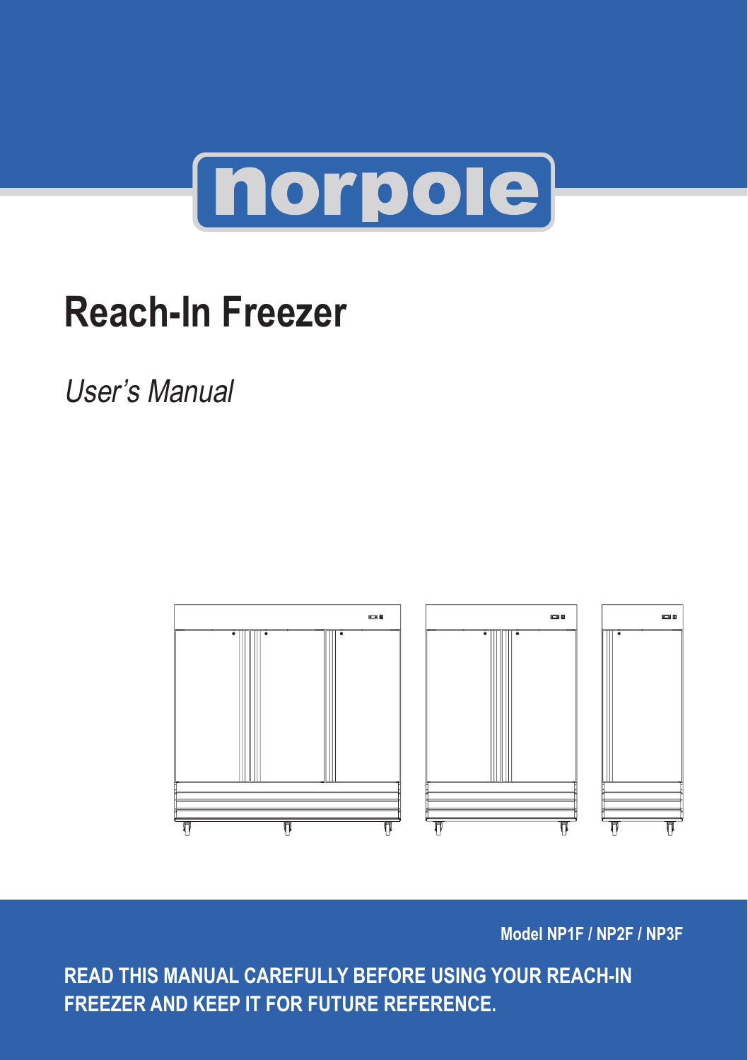norpole

# Reach-In Freezer

*User's Manual*

**Model NP1F / NP2F / NP3F**

**READ THIS MANUAL CAREFULLY BEFORE USING YOUR REACH-IN FREEZER AND KEEP IT FOR FUTURE REFERENCE.**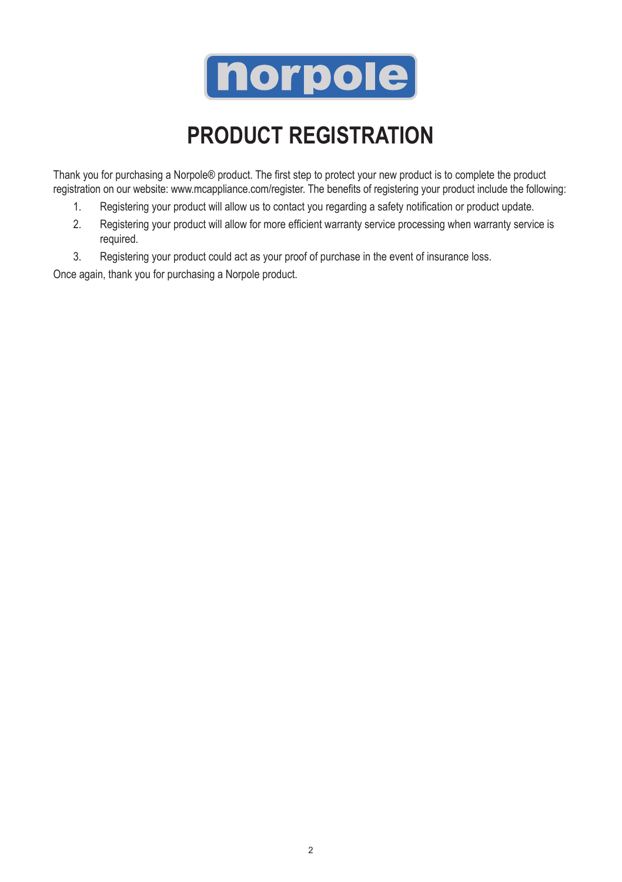norpole

# PRODUCT REGISTRATION

Thank you for purchasing a Norpole® product. The first step to protect your new product is to complete the product registration on our website: www.mcappliance.com/register. The benefits of registering your product include the following:

1. Registering your product will allow us to contact you regarding a safety notification or product update.
2. Registering your product will allow for more efficient warranty service processing when warranty service is required.
3. Registering your product could act as your proof of purchase in the event of insurance loss.

Once again, thank you for purchasing a Norpole product.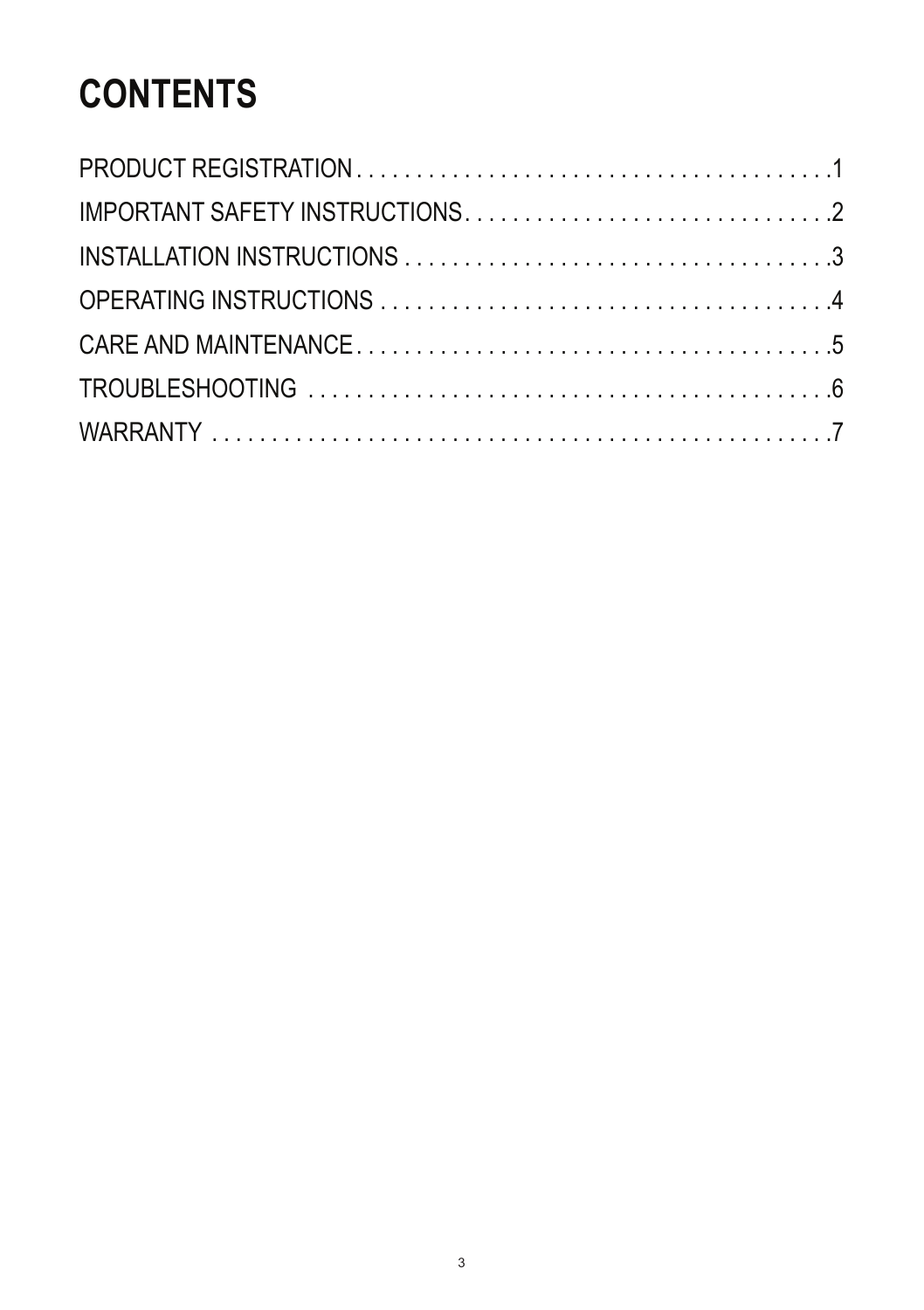# CONTENTS

PRODUCT REGISTRATION . . . . . . . . . . . . . . . . . . . . . . . . . . . . . . . . . . . . . . . . .1

IMPORTANT SAFETY INSTRUCTIONS. . . . . . . . . . . . . . . . . . . . . . . . . . . . . . .2

INSTALLATION INSTRUCTIONS . . . . . . . . . . . . . . . . . . . . . . . . . . . . . . . . . . .3

OPERATING INSTRUCTIONS . . . . . . . . . . . . . . . . . . . . . . . . . . . . . . . . . . . . . .4

CARE AND MAINTENANCE . . . . . . . . . . . . . . . . . . . . . . . . . . . . . . . . . . . . . . . .5

TROUBLESHOOTING . . . . . . . . . . . . . . . . . . . . . . . . . . . . . . . . . . . . . . . . . . . .6

WARRANTY . . . . . . . . . . . . . . . . . . . . . . . . . . . . . . . . . . . . . . . . . . . . . . . . . . . .7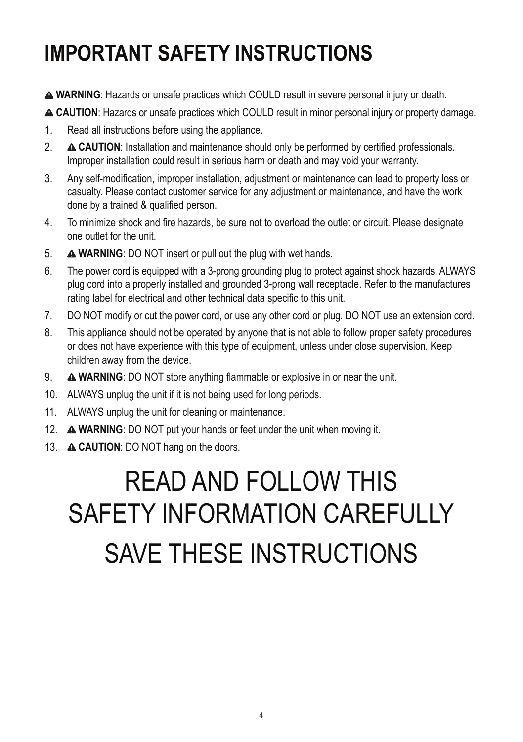# IMPORTANT SAFETY INSTRUCTIONS

⚠ **WARNING**: Hazards or unsafe practices which COULD result in severe personal injury or death.

⚠ **CAUTION**: Hazards or unsafe practices which COULD result in minor personal injury or property damage.

1. Read all instructions before using the appliance.
2. ⚠ **CAUTION**: Installation and maintenance should only be performed by certified professionals. Improper installation could result in serious harm or death and may void your warranty.
3. Any self-modification, improper installation, adjustment or maintenance can lead to property loss or casualty. Please contact customer service for any adjustment or maintenance, and have the work done by a trained & qualified person.
4. To minimize shock and fire hazards, be sure not to overload the outlet or circuit. Please designate one outlet for the unit.
5. ⚠ **WARNING**: DO NOT insert or pull out the plug with wet hands.
6. The power cord is equipped with a 3-prong grounding plug to protect against shock hazards. ALWAYS plug cord into a properly installed and grounded 3-prong wall receptacle. Refer to the manufactures rating label for electrical and other technical data specific to this unit.
7. DO NOT modify or cut the power cord, or use any other cord or plug. DO NOT use an extension cord.
8. This appliance should not be operated by anyone that is not able to follow proper safety procedures or does not have experience with this type of equipment, unless under close supervision. Keep children away from the device.
9. ⚠ **WARNING**: DO NOT store anything flammable or explosive in or near the unit.
10. ALWAYS unplug the unit if it is not being used for long periods.
11. ALWAYS unplug the unit for cleaning or maintenance.
12. ⚠ **WARNING**: DO NOT put your hands or feet under the unit when moving it.
13. ⚠ **CAUTION**: DO NOT hang on the doors.

# READ AND FOLLOW THIS SAFETY INFORMATION CAREFULLY

# SAVE THESE INSTRUCTIONS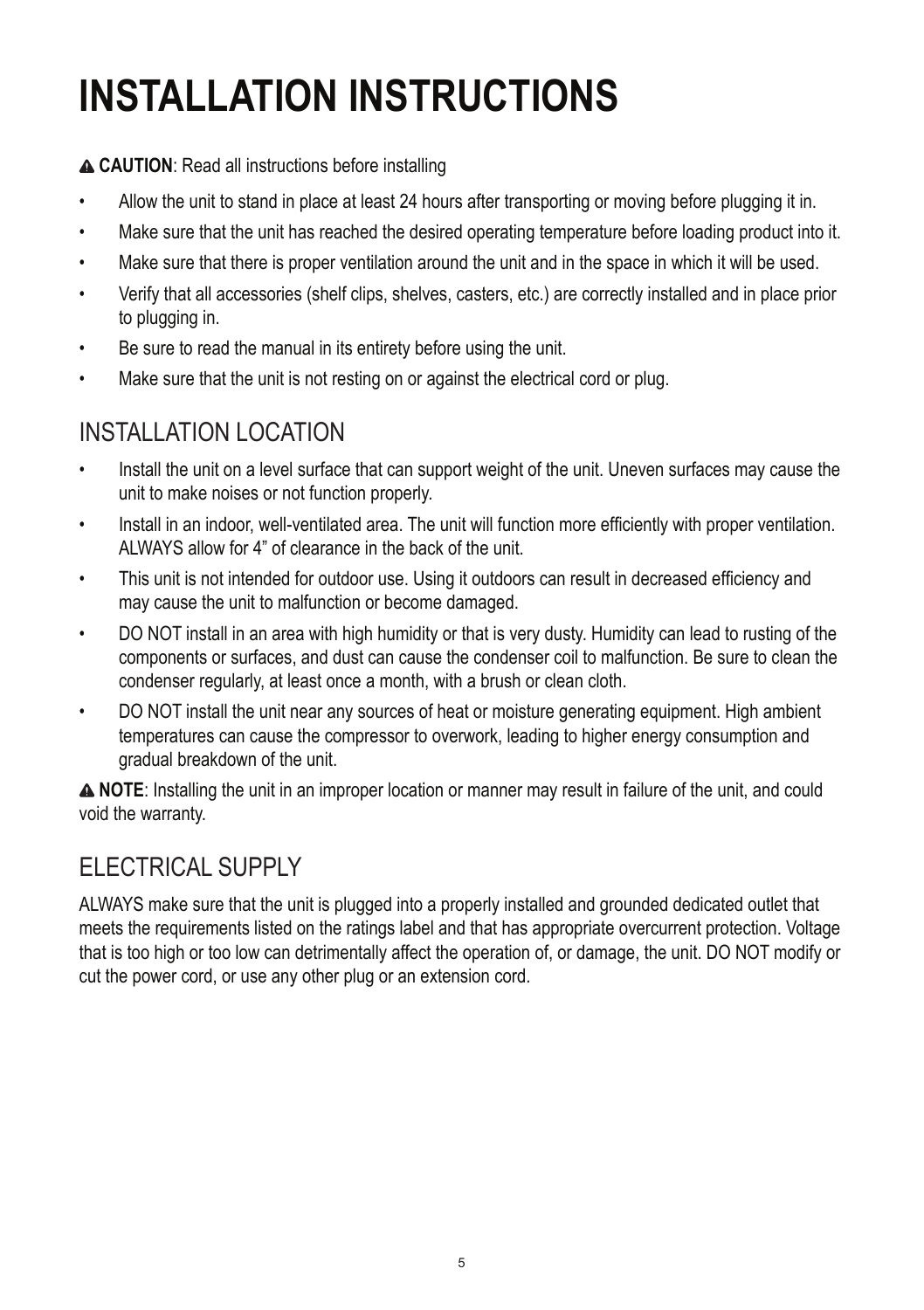# INSTALLATION INSTRUCTIONS

⚠ **CAUTION**: Read all instructions before installing

- Allow the unit to stand in place at least 24 hours after transporting or moving before plugging it in.
- Make sure that the unit has reached the desired operating temperature before loading product into it.
- Make sure that there is proper ventilation around the unit and in the space in which it will be used.
- Verify that all accessories (shelf clips, shelves, casters, etc.) are correctly installed and in place prior to plugging in.
- Be sure to read the manual in its entirety before using the unit.
- Make sure that the unit is not resting on or against the electrical cord or plug.

## INSTALLATION LOCATION

- Install the unit on a level surface that can support weight of the unit. Uneven surfaces may cause the unit to make noises or not function properly.
- Install in an indoor, well-ventilated area. The unit will function more efficiently with proper ventilation. ALWAYS allow for 4" of clearance in the back of the unit.
- This unit is not intended for outdoor use. Using it outdoors can result in decreased efficiency and may cause the unit to malfunction or become damaged.
- DO NOT install in an area with high humidity or that is very dusty. Humidity can lead to rusting of the components or surfaces, and dust can cause the condenser coil to malfunction. Be sure to clean the condenser regularly, at least once a month, with a brush or clean cloth.
- DO NOT install the unit near any sources of heat or moisture generating equipment. High ambient temperatures can cause the compressor to overwork, leading to higher energy consumption and gradual breakdown of the unit.

⚠ **NOTE**: Installing the unit in an improper location or manner may result in failure of the unit, and could void the warranty.

## ELECTRICAL SUPPLY

ALWAYS make sure that the unit is plugged into a properly installed and grounded dedicated outlet that meets the requirements listed on the ratings label and that has appropriate overcurrent protection. Voltage that is too high or too low can detrimentally affect the operation of, or damage, the unit. DO NOT modify or cut the power cord, or use any other plug or an extension cord.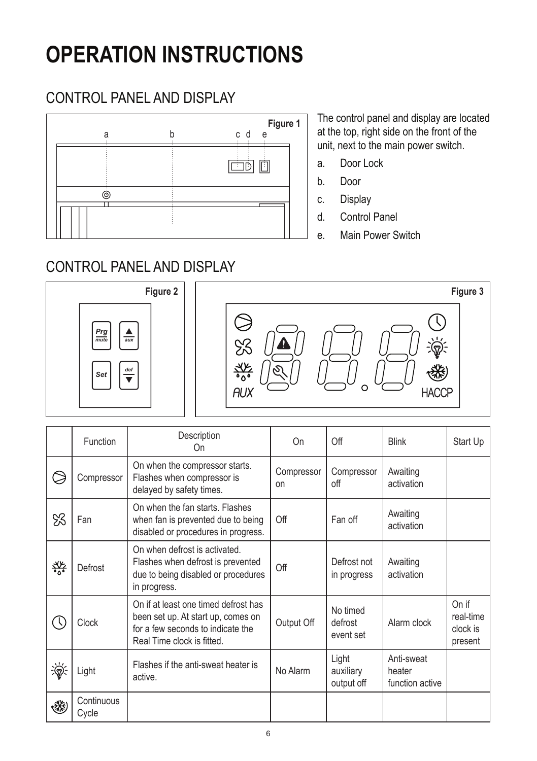# OPERATION INSTRUCTIONS

## CONTROL PANEL AND DISPLAY

Figure 1

The control panel and display are located at the top, right side on the front of the unit, next to the main power switch.

a. Door Lock
b. Door
c. Display
d. Control Panel
e. Main Power Switch

## CONTROL PANEL AND DISPLAY

Figure 2

Figure 3

| | Function | Description On | On | Off | Blink | Start Up |
|---|---|---|---|---|---|---|
| | Compressor | On when the compressor starts. Flashes when compressor is delayed by safety times. | Compressor on | Compressor off | Awaiting activation | |
| | Fan | On when the fan starts. Flashes when fan is prevented due to being disabled or procedures in progress. | Off | Fan off | Awaiting activation | |
| | Defrost | On when defrost is activated. Flashes when defrost is prevented due to being disabled or procedures in progress. | Off | Defrost not in progress | Awaiting activation | |
| | Clock | On if at least one timed defrost has been set up. At start up, comes on for a few seconds to indicate the Real Time clock is fitted. | Output Off | No timed defrost event set | Alarm clock | On if real-time clock is present |
| | Light | Flashes if the anti-sweat heater is active. | No Alarm | Light auxiliary output off | Anti-sweat heater function active | |
| | Continuous Cycle | | | | | |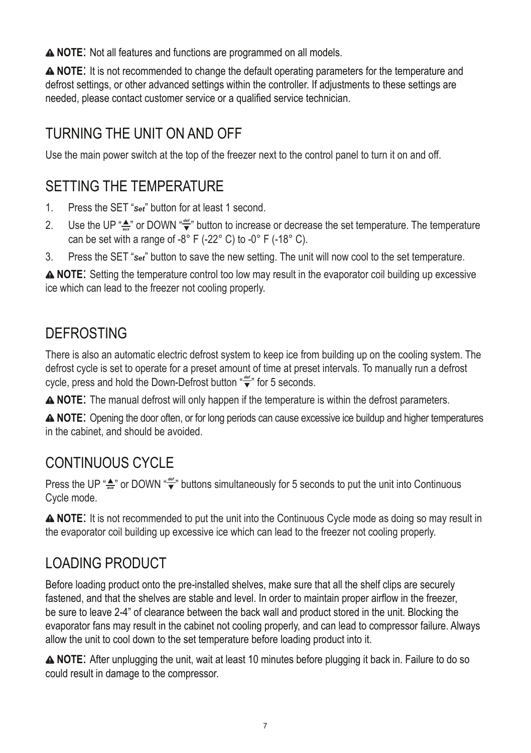⚠ **NOTE**: Not all features and functions are programmed on all models.

⚠ **NOTE**: It is not recommended to change the default operating parameters for the temperature and defrost settings, or other advanced settings within the controller. If adjustments to these settings are needed, please contact customer service or a qualified service technician.

## TURNING THE UNIT ON AND OFF

Use the main power switch at the top of the freezer next to the control panel to turn it on and off.

## SETTING THE TEMPERATURE

1. Press the SET "*Set*" button for at least 1 second.
2. Use the UP "▲aux" or DOWN "def▼" button to increase or decrease the set temperature. The temperature can be set with a range of -8° F (-22° C) to -0° F (-18° C).
3. Press the SET "*Set*" button to save the new setting. The unit will now cool to the set temperature.

⚠ **NOTE**: Setting the temperature control too low may result in the evaporator coil building up excessive ice which can lead to the freezer not cooling properly.

## DEFROSTING

There is also an automatic electric defrost system to keep ice from building up on the cooling system. The defrost cycle is set to operate for a preset amount of time at preset intervals. To manually run a defrost cycle, press and hold the Down-Defrost button "def▼" for 5 seconds.

⚠ **NOTE**: The manual defrost will only happen if the temperature is within the defrost parameters.

⚠ **NOTE**: Opening the door often, or for long periods can cause excessive ice buildup and higher temperatures in the cabinet, and should be avoided.

## CONTINUOUS CYCLE

Press the UP "▲aux" or DOWN "def▼" buttons simultaneously for 5 seconds to put the unit into Continuous Cycle mode.

⚠ **NOTE**: It is not recommended to put the unit into the Continuous Cycle mode as doing so may result in the evaporator coil building up excessive ice which can lead to the freezer not cooling properly.

## LOADING PRODUCT

Before loading product onto the pre-installed shelves, make sure that all the shelf clips are securely fastened, and that the shelves are stable and level. In order to maintain proper airflow in the freezer, be sure to leave 2-4" of clearance between the back wall and product stored in the unit. Blocking the evaporator fans may result in the cabinet not cooling properly, and can lead to compressor failure. Always allow the unit to cool down to the set temperature before loading product into it.

⚠ **NOTE**: After unplugging the unit, wait at least 10 minutes before plugging it back in. Failure to do so could result in damage to the compressor.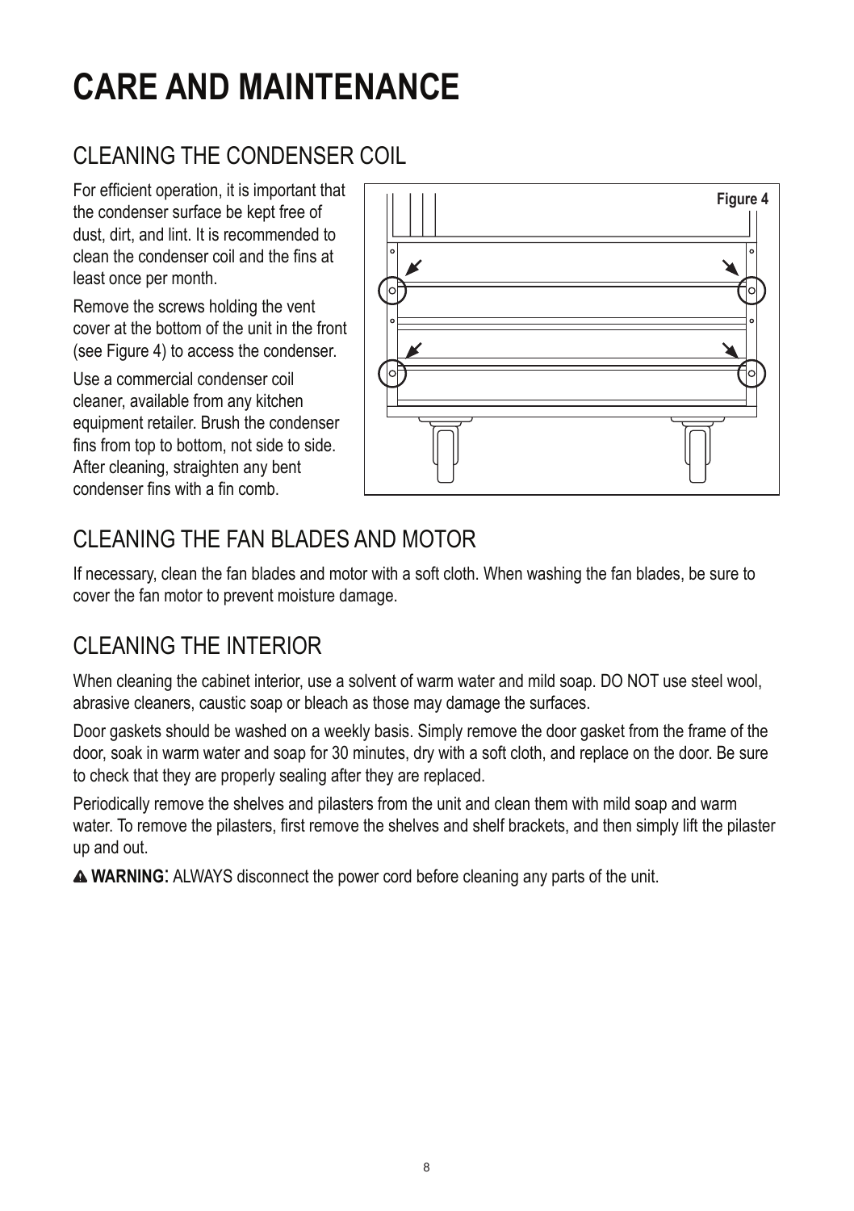# CARE AND MAINTENANCE

## CLEANING THE CONDENSER COIL

For efficient operation, it is important that the condenser surface be kept free of dust, dirt, and lint. It is recommended to clean the condenser coil and the fins at least once per month.

Remove the screws holding the vent cover at the bottom of the unit in the front (see Figure 4) to access the condenser.

Use a commercial condenser coil cleaner, available from any kitchen equipment retailer. Brush the condenser fins from top to bottom, not side to side. After cleaning, straighten any bent condenser fins with a fin comb.

Figure 4

## CLEANING THE FAN BLADES AND MOTOR

If necessary, clean the fan blades and motor with a soft cloth. When washing the fan blades, be sure to cover the fan motor to prevent moisture damage.

## CLEANING THE INTERIOR

When cleaning the cabinet interior, use a solvent of warm water and mild soap. DO NOT use steel wool, abrasive cleaners, caustic soap or bleach as those may damage the surfaces.

Door gaskets should be washed on a weekly basis. Simply remove the door gasket from the frame of the door, soak in warm water and soap for 30 minutes, dry with a soft cloth, and replace on the door. Be sure to check that they are properly sealing after they are replaced.

Periodically remove the shelves and pilasters from the unit and clean them with mild soap and warm water. To remove the pilasters, first remove the shelves and shelf brackets, and then simply lift the pilaster up and out.

⚠ **WARNING**: ALWAYS disconnect the power cord before cleaning any parts of the unit.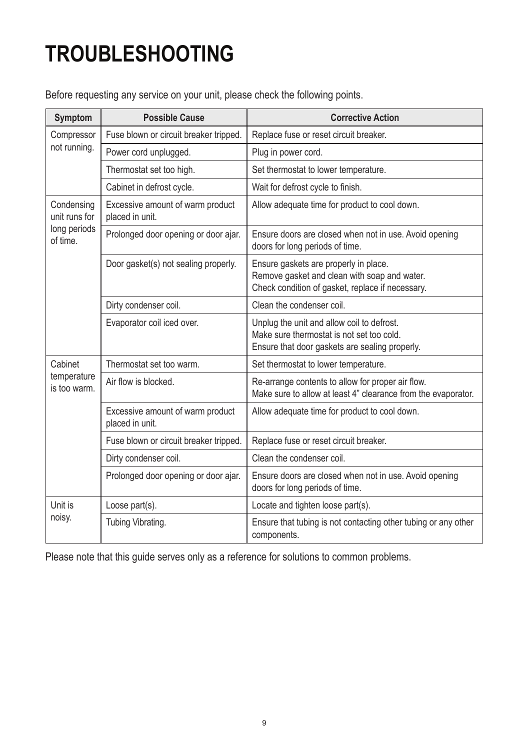# TROUBLESHOOTING

Before requesting any service on your unit, please check the following points.

| Symptom | Possible Cause | Corrective Action |
|---|---|---|
| Compressor not running. | Fuse blown or circuit breaker tripped. | Replace fuse or reset circuit breaker. |
| | Power cord unplugged. | Plug in power cord. |
| | Thermostat set too high. | Set thermostat to lower temperature. |
| | Cabinet in defrost cycle. | Wait for defrost cycle to finish. |
| Condensing unit runs for long periods of time. | Excessive amount of warm product placed in unit. | Allow adequate time for product to cool down. |
| | Prolonged door opening or door ajar. | Ensure doors are closed when not in use. Avoid opening doors for long periods of time. |
| | Door gasket(s) not sealing properly. | Ensure gaskets are properly in place.<br>Remove gasket and clean with soap and water.<br>Check condition of gasket, replace if necessary. |
| | Dirty condenser coil. | Clean the condenser coil. |
| | Evaporator coil iced over. | Unplug the unit and allow coil to defrost.<br>Make sure thermostat is not set too cold.<br>Ensure that door gaskets are sealing properly. |
| Cabinet temperature is too warm. | Thermostat set too warm. | Set thermostat to lower temperature. |
| | Air flow is blocked. | Re-arrange contents to allow for proper air flow.<br>Make sure to allow at least 4" clearance from the evaporator. |
| | Excessive amount of warm product placed in unit. | Allow adequate time for product to cool down. |
| | Fuse blown or circuit breaker tripped. | Replace fuse or reset circuit breaker. |
| | Dirty condenser coil. | Clean the condenser coil. |
| | Prolonged door opening or door ajar. | Ensure doors are closed when not in use. Avoid opening doors for long periods of time. |
| Unit is noisy. | Loose part(s). | Locate and tighten loose part(s). |
| | Tubing Vibrating. | Ensure that tubing is not contacting other tubing or any other components. |

Please note that this guide serves only as a reference for solutions to common problems.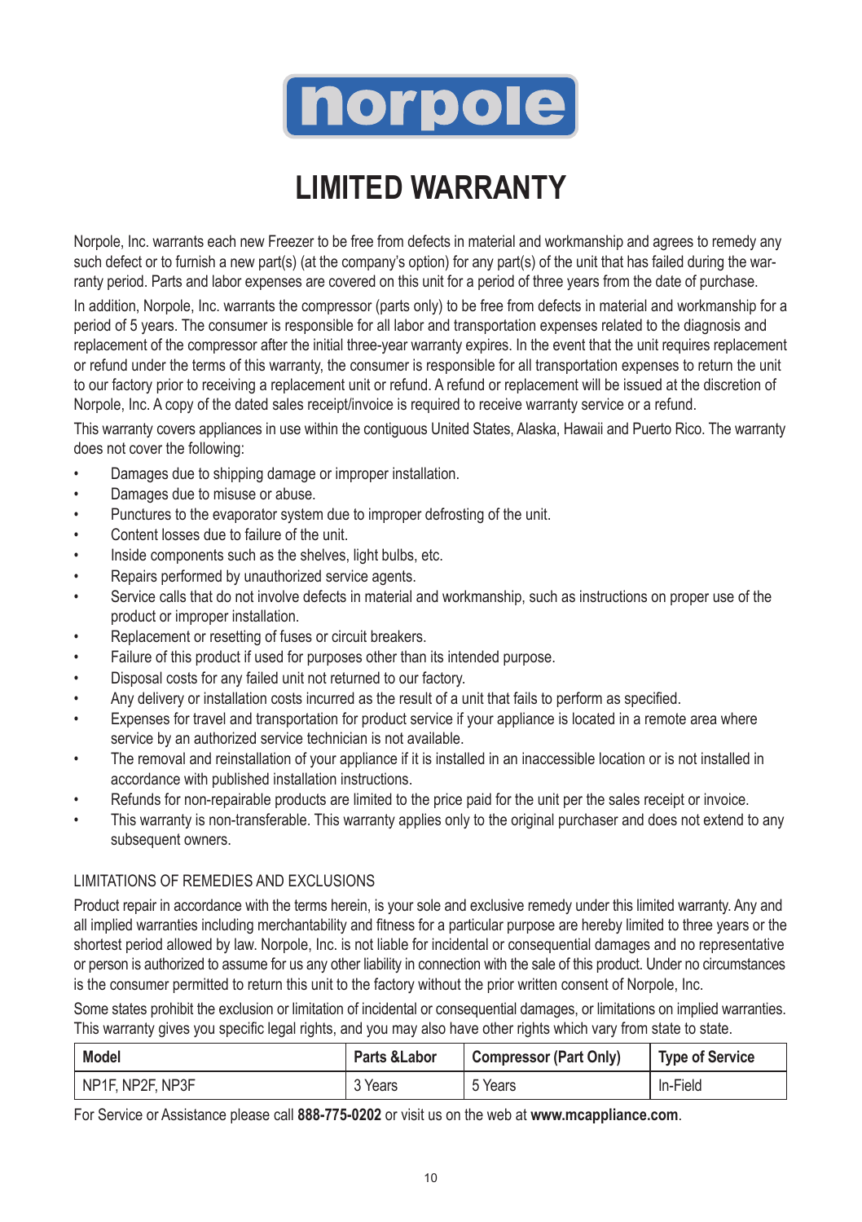# norpole

# LIMITED WARRANTY

Norpole, Inc. warrants each new Freezer to be free from defects in material and workmanship and agrees to remedy any such defect or to furnish a new part(s) (at the company's option) for any part(s) of the unit that has failed during the warranty period. Parts and labor expenses are covered on this unit for a period of three years from the date of purchase.

In addition, Norpole, Inc. warrants the compressor (parts only) to be free from defects in material and workmanship for a period of 5 years. The consumer is responsible for all labor and transportation expenses related to the diagnosis and replacement of the compressor after the initial three-year warranty expires. In the event that the unit requires replacement or refund under the terms of this warranty, the consumer is responsible for all transportation expenses to return the unit to our factory prior to receiving a replacement unit or refund. A refund or replacement will be issued at the discretion of Norpole, Inc. A copy of the dated sales receipt/invoice is required to receive warranty service or a refund.

This warranty covers appliances in use within the contiguous United States, Alaska, Hawaii and Puerto Rico. The warranty does not cover the following:

- Damages due to shipping damage or improper installation.
- Damages due to misuse or abuse.
- Punctures to the evaporator system due to improper defrosting of the unit.
- Content losses due to failure of the unit.
- Inside components such as the shelves, light bulbs, etc.
- Repairs performed by unauthorized service agents.
- Service calls that do not involve defects in material and workmanship, such as instructions on proper use of the product or improper installation.
- Replacement or resetting of fuses or circuit breakers.
- Failure of this product if used for purposes other than its intended purpose.
- Disposal costs for any failed unit not returned to our factory.
- Any delivery or installation costs incurred as the result of a unit that fails to perform as specified.
- Expenses for travel and transportation for product service if your appliance is located in a remote area where service by an authorized service technician is not available.
- The removal and reinstallation of your appliance if it is installed in an inaccessible location or is not installed in accordance with published installation instructions.
- Refunds for non-repairable products are limited to the price paid for the unit per the sales receipt or invoice.
- This warranty is non-transferable. This warranty applies only to the original purchaser and does not extend to any subsequent owners.

LIMITATIONS OF REMEDIES AND EXCLUSIONS

Product repair in accordance with the terms herein, is your sole and exclusive remedy under this limited warranty. Any and all implied warranties including merchantability and fitness for a particular purpose are hereby limited to three years or the shortest period allowed by law. Norpole, Inc. is not liable for incidental or consequential damages and no representative or person is authorized to assume for us any other liability in connection with the sale of this product. Under no circumstances is the consumer permitted to return this unit to the factory without the prior written consent of Norpole, Inc.

Some states prohibit the exclusion or limitation of incidental or consequential damages, or limitations on implied warranties. This warranty gives you specific legal rights, and you may also have other rights which vary from state to state.

| Model | Parts &Labor | Compressor (Part Only) | Type of Service |
|---|---|---|---|
| NP1F, NP2F, NP3F | 3 Years | 5 Years | In-Field |

For Service or Assistance please call **888-775-0202** or visit us on the web at **www.mcappliance.com**.